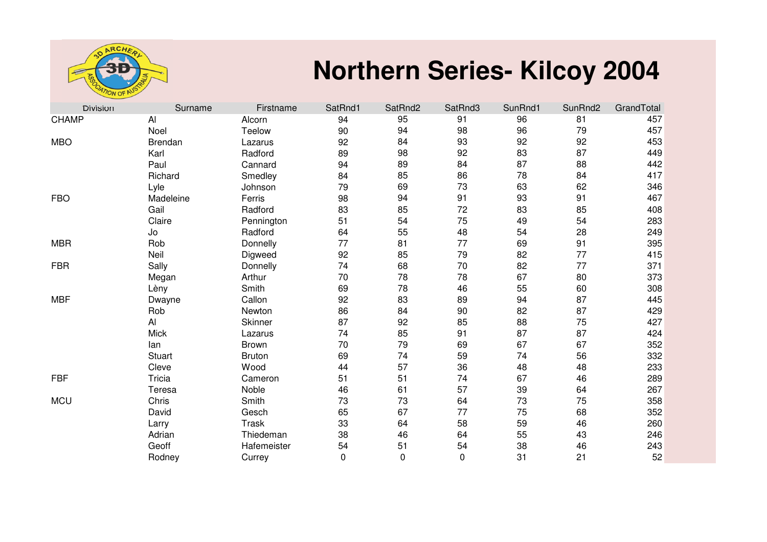# Northern Series- Kilcoy 2004

| Division | Surname | Firstname | SatRnd1 | SatRnd2 | SatRnd3 | SunRnd1 | SunRnd2 | GrandTotal |
|---|---|---|---|---|---|---|---|---|
| CHAMP | Al | Alcorn | 94 | 95 | 91 | 96 | 81 | 457 |
| | Noel | Teelow | 90 | 94 | 98 | 96 | 79 | 457 |
| MBO | Brendan | Lazarus | 92 | 84 | 93 | 92 | 92 | 453 |
| | Karl | Radford | 89 | 98 | 92 | 83 | 87 | 449 |
| | Paul | Cannard | 94 | 89 | 84 | 87 | 88 | 442 |
| | Richard | Smedley | 84 | 85 | 86 | 78 | 84 | 417 |
| | Lyle | Johnson | 79 | 69 | 73 | 63 | 62 | 346 |
| FBO | Madeleine | Ferris | 98 | 94 | 91 | 93 | 91 | 467 |
| | Gail | Radford | 83 | 85 | 72 | 83 | 85 | 408 |
| | Claire | Pennington | 51 | 54 | 75 | 49 | 54 | 283 |
| | Jo | Radford | 64 | 55 | 48 | 54 | 28 | 249 |
| MBR | Rob | Donnelly | 77 | 81 | 77 | 69 | 91 | 395 |
| | Neil | Digweed | 92 | 85 | 79 | 82 | 77 | 415 |
| FBR | Sally | Donnelly | 74 | 68 | 70 | 82 | 77 | 371 |
| | Megan | Arthur | 70 | 78 | 78 | 67 | 80 | 373 |
| | Lèny | Smith | 69 | 78 | 46 | 55 | 60 | 308 |
| MBF | Dwayne | Callon | 92 | 83 | 89 | 94 | 87 | 445 |
| | Rob | Newton | 86 | 84 | 90 | 82 | 87 | 429 |
| | Al | Skinner | 87 | 92 | 85 | 88 | 75 | 427 |
| | Mick | Lazarus | 74 | 85 | 91 | 87 | 87 | 424 |
| | Ian | Brown | 70 | 79 | 69 | 67 | 67 | 352 |
| | Stuart | Bruton | 69 | 74 | 59 | 74 | 56 | 332 |
| | Cleve | Wood | 44 | 57 | 36 | 48 | 48 | 233 |
| FBF | Tricia | Cameron | 51 | 51 | 74 | 67 | 46 | 289 |
| | Teresa | Noble | 46 | 61 | 57 | 39 | 64 | 267 |
| MCU | Chris | Smith | 73 | 73 | 64 | 73 | 75 | 358 |
| | David | Gesch | 65 | 67 | 77 | 75 | 68 | 352 |
| | Larry | Trask | 33 | 64 | 58 | 59 | 46 | 260 |
| | Adrian | Thiedeman | 38 | 46 | 64 | 55 | 43 | 246 |
| | Geoff | Hafemeister | 54 | 51 | 54 | 38 | 46 | 243 |
| | Rodney | Currey | 0 | 0 | 0 | 31 | 21 | 52 |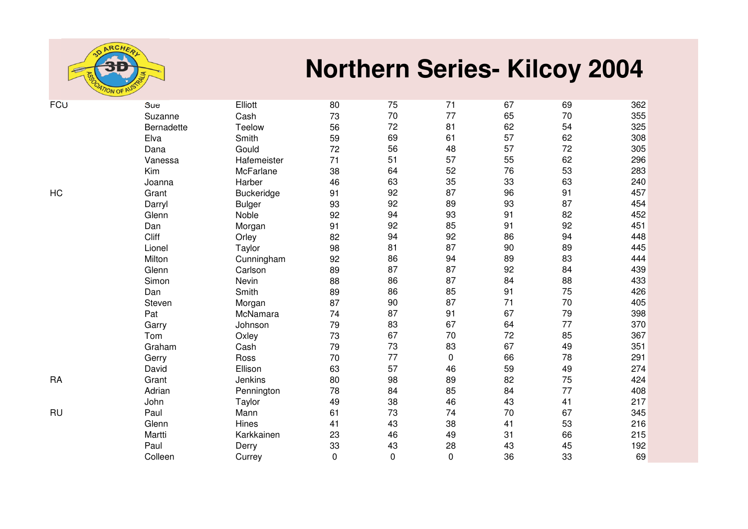# Northern Series- Kilcoy 2004

| | | | | | | | | |
|---|---|---|---|---|---|---|---|---|
| FCU | Sue | Elliott | 80 | 75 | 71 | 67 | 69 | 362 |
| | Suzanne | Cash | 73 | 70 | 77 | 65 | 70 | 355 |
| | Bernadette | Teelow | 56 | 72 | 81 | 62 | 54 | 325 |
| | Elva | Smith | 59 | 69 | 61 | 57 | 62 | 308 |
| | Dana | Gould | 72 | 56 | 48 | 57 | 72 | 305 |
| | Vanessa | Hafemeister | 71 | 51 | 57 | 55 | 62 | 296 |
| | Kim | McFarlane | 38 | 64 | 52 | 76 | 53 | 283 |
| | Joanna | Harber | 46 | 63 | 35 | 33 | 63 | 240 |
| HC | Grant | Buckeridge | 91 | 92 | 87 | 96 | 91 | 457 |
| | Darryl | Bulger | 93 | 92 | 89 | 93 | 87 | 454 |
| | Glenn | Noble | 92 | 94 | 93 | 91 | 82 | 452 |
| | Dan | Morgan | 91 | 92 | 85 | 91 | 92 | 451 |
| | Cliff | Orley | 82 | 94 | 92 | 86 | 94 | 448 |
| | Lionel | Taylor | 98 | 81 | 87 | 90 | 89 | 445 |
| | Milton | Cunningham | 92 | 86 | 94 | 89 | 83 | 444 |
| | Glenn | Carlson | 89 | 87 | 87 | 92 | 84 | 439 |
| | Simon | Nevin | 88 | 86 | 87 | 84 | 88 | 433 |
| | Dan | Smith | 89 | 86 | 85 | 91 | 75 | 426 |
| | Steven | Morgan | 87 | 90 | 87 | 71 | 70 | 405 |
| | Pat | McNamara | 74 | 87 | 91 | 67 | 79 | 398 |
| | Garry | Johnson | 79 | 83 | 67 | 64 | 77 | 370 |
| | Tom | Oxley | 73 | 67 | 70 | 72 | 85 | 367 |
| | Graham | Cash | 79 | 73 | 83 | 67 | 49 | 351 |
| | Gerry | Ross | 70 | 77 | 0 | 66 | 78 | 291 |
| | David | Ellison | 63 | 57 | 46 | 59 | 49 | 274 |
| RA | Grant | Jenkins | 80 | 98 | 89 | 82 | 75 | 424 |
| | Adrian | Pennington | 78 | 84 | 85 | 84 | 77 | 408 |
| | John | Taylor | 49 | 38 | 46 | 43 | 41 | 217 |
| RU | Paul | Mann | 61 | 73 | 74 | 70 | 67 | 345 |
| | Glenn | Hines | 41 | 43 | 38 | 41 | 53 | 216 |
| | Martti | Karkkainen | 23 | 46 | 49 | 31 | 66 | 215 |
| | Paul | Derry | 33 | 43 | 28 | 43 | 45 | 192 |
| | Colleen | Currey | 0 | 0 | 0 | 36 | 33 | 69 |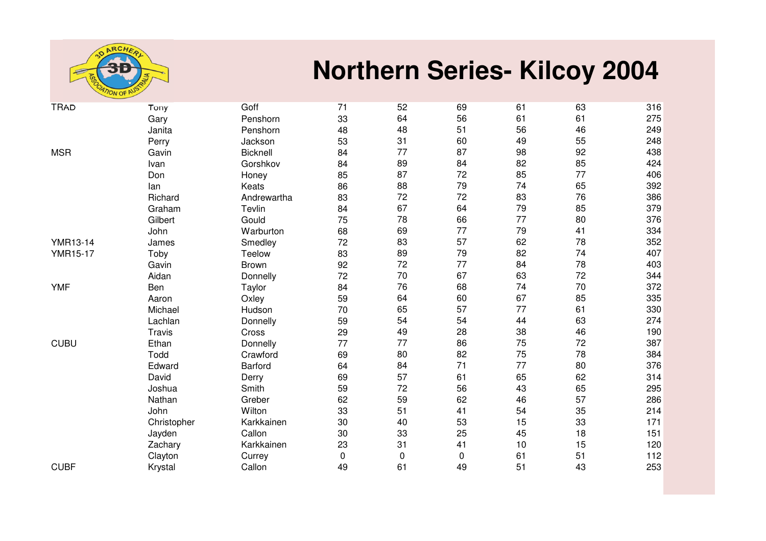# Northern Series- Kilcoy 2004

| | | | | | | | | |
|---|---|---|---|---|---|---|---|---|
| TRAD | Tony | Goff | 71 | 52 | 69 | 61 | 63 | 316 |
| | Gary | Penshorn | 33 | 64 | 56 | 61 | 61 | 275 |
| | Janita | Penshorn | 48 | 48 | 51 | 56 | 46 | 249 |
| | Perry | Jackson | 53 | 31 | 60 | 49 | 55 | 248 |
| MSR | Gavin | Bicknell | 84 | 77 | 87 | 98 | 92 | 438 |
| | Ivan | Gorshkov | 84 | 89 | 84 | 82 | 85 | 424 |
| | Don | Honey | 85 | 87 | 72 | 85 | 77 | 406 |
| | Ian | Keats | 86 | 88 | 79 | 74 | 65 | 392 |
| | Richard | Andrewartha | 83 | 72 | 72 | 83 | 76 | 386 |
| | Graham | Tevlin | 84 | 67 | 64 | 79 | 85 | 379 |
| | Gilbert | Gould | 75 | 78 | 66 | 77 | 80 | 376 |
| | John | Warburton | 68 | 69 | 77 | 79 | 41 | 334 |
| YMR13-14 | James | Smedley | 72 | 83 | 57 | 62 | 78 | 352 |
| YMR15-17 | Toby | Teelow | 83 | 89 | 79 | 82 | 74 | 407 |
| | Gavin | Brown | 92 | 72 | 77 | 84 | 78 | 403 |
| | Aidan | Donnelly | 72 | 70 | 67 | 63 | 72 | 344 |
| YMF | Ben | Taylor | 84 | 76 | 68 | 74 | 70 | 372 |
| | Aaron | Oxley | 59 | 64 | 60 | 67 | 85 | 335 |
| | Michael | Hudson | 70 | 65 | 57 | 77 | 61 | 330 |
| | Lachlan | Donnelly | 59 | 54 | 54 | 44 | 63 | 274 |
| | Travis | Cross | 29 | 49 | 28 | 38 | 46 | 190 |
| CUBU | Ethan | Donnelly | 77 | 77 | 86 | 75 | 72 | 387 |
| | Todd | Crawford | 69 | 80 | 82 | 75 | 78 | 384 |
| | Edward | Barford | 64 | 84 | 71 | 77 | 80 | 376 |
| | David | Derry | 69 | 57 | 61 | 65 | 62 | 314 |
| | Joshua | Smith | 59 | 72 | 56 | 43 | 65 | 295 |
| | Nathan | Greber | 62 | 59 | 62 | 46 | 57 | 286 |
| | John | Wilton | 33 | 51 | 41 | 54 | 35 | 214 |
| | Christopher | Karkkainen | 30 | 40 | 53 | 15 | 33 | 171 |
| | Jayden | Callon | 30 | 33 | 25 | 45 | 18 | 151 |
| | Zachary | Karkkainen | 23 | 31 | 41 | 10 | 15 | 120 |
| | Clayton | Currey | 0 | 0 | 0 | 61 | 51 | 112 |
| CUBF | Krystal | Callon | 49 | 61 | 49 | 51 | 43 | 253 |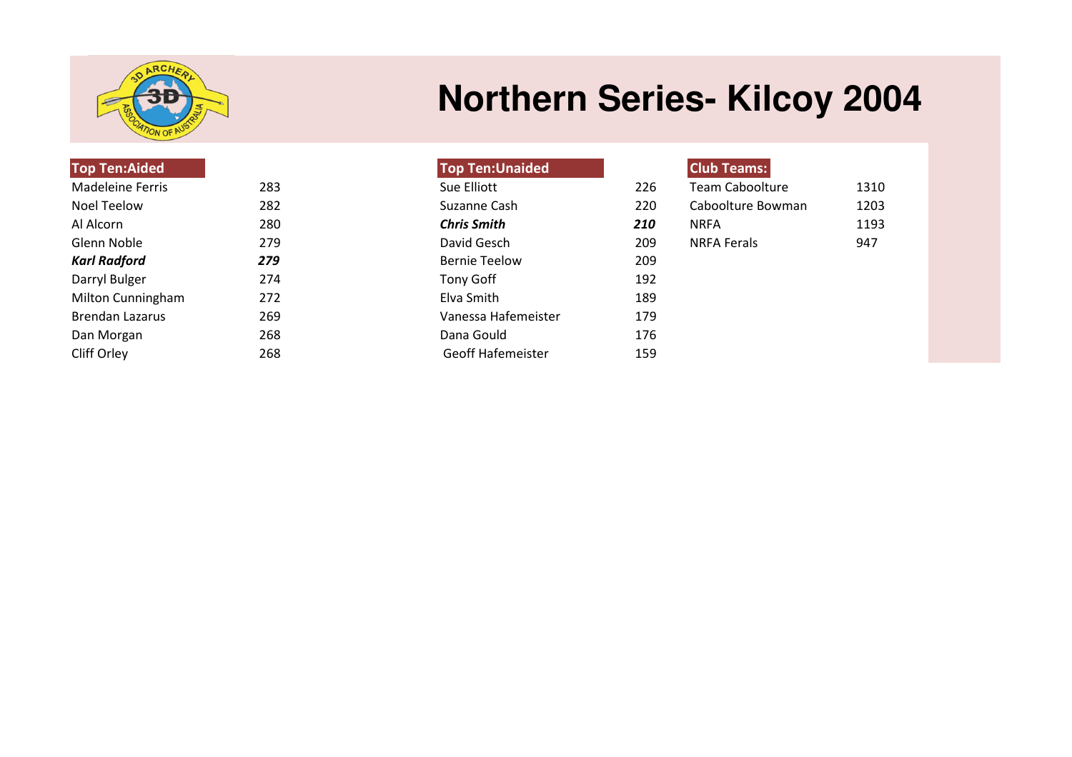# Northern Series- Kilcoy 2004

| Top Ten:Aided | |
|---|---|
| Madeleine Ferris | 283 |
| Noel Teelow | 282 |
| Al Alcorn | 280 |
| Glenn Noble | 279 |
| ***Karl Radford*** | ***279*** |
| Darryl Bulger | 274 |
| Milton Cunningham | 272 |
| Brendan Lazarus | 269 |
| Dan Morgan | 268 |
| Cliff Orley | 268 |

| Top Ten:Unaided | |
|---|---|
| Sue Elliott | 226 |
| Suzanne Cash | 220 |
| ***Chris Smith*** | ***210*** |
| David Gesch | 209 |
| Bernie Teelow | 209 |
| Tony Goff | 192 |
| Elva Smith | 189 |
| Vanessa Hafemeister | 179 |
| Dana Gould | 176 |
| Geoff Hafemeister | 159 |

| Club Teams: | |
|---|---|
| Team Caboolture | 1310 |
| Caboolture Bowman | 1203 |
| NRFA | 1193 |
| NRFA Ferals | 947 |